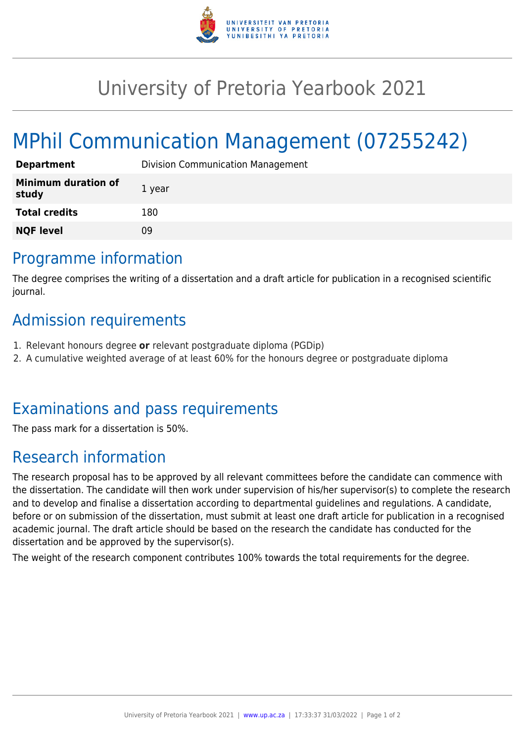# University of Pretoria Yearbook 2021

## MPhil Communication Management (07255242)

| | |
|---|---|
| **Department** | Division Communication Management |
| **Minimum duration of study** | 1 year |
| **Total credits** | 180 |
| **NQF level** | 09 |

## Programme information

The degree comprises the writing of a dissertation and a draft article for publication in a recognised scientific journal.

## Admission requirements

1. Relevant honours degree **or** relevant postgraduate diploma (PGDip)
2. A cumulative weighted average of at least 60% for the honours degree or postgraduate diploma

## Examinations and pass requirements

The pass mark for a dissertation is 50%.

## Research information

The research proposal has to be approved by all relevant committees before the candidate can commence with the dissertation. The candidate will then work under supervision of his/her supervisor(s) to complete the research and to develop and finalise a dissertation according to departmental guidelines and regulations. A candidate, before or on submission of the dissertation, must submit at least one draft article for publication in a recognised academic journal. The draft article should be based on the research the candidate has conducted for the dissertation and be approved by the supervisor(s).

The weight of the research component contributes 100% towards the total requirements for the degree.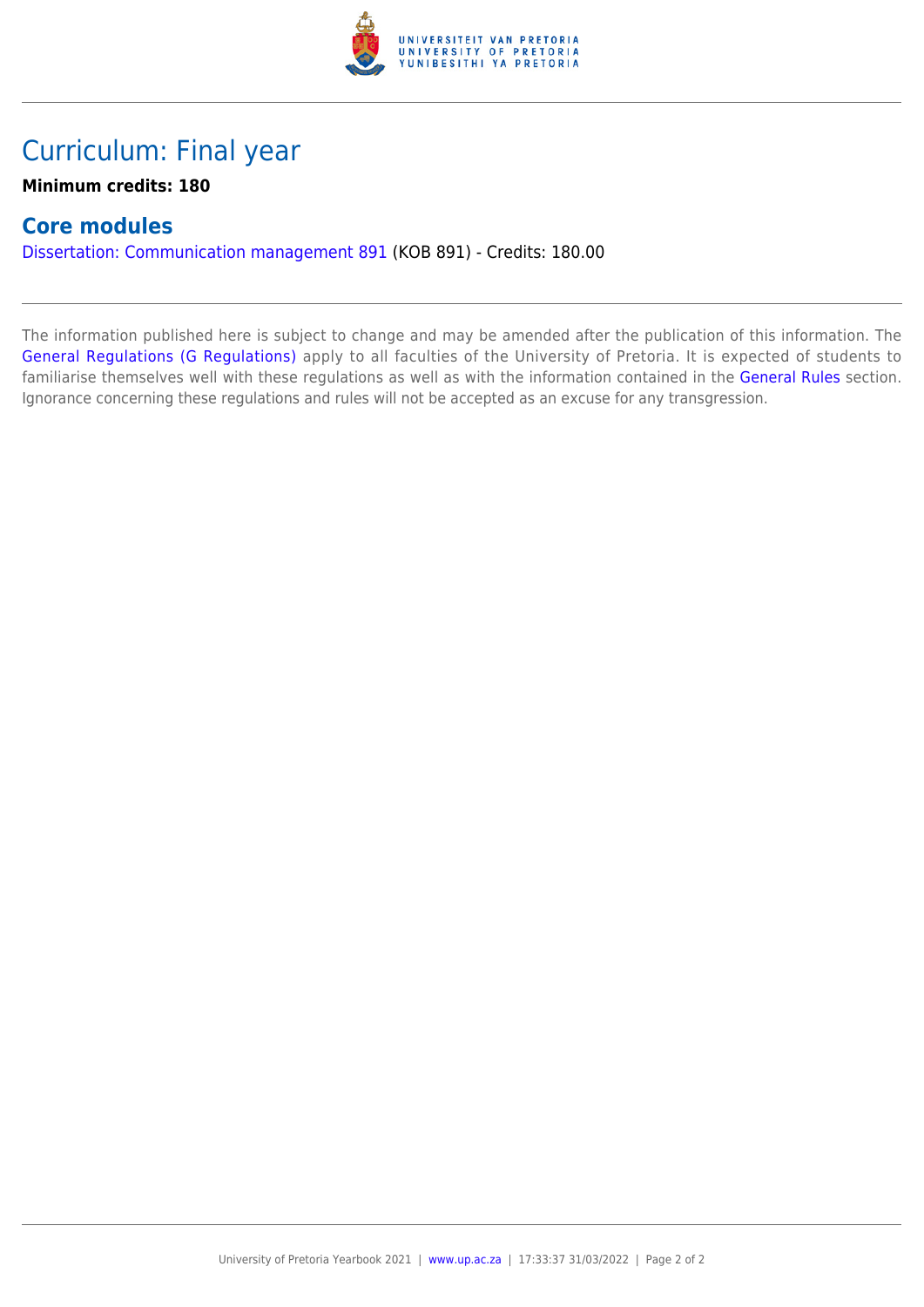## Curriculum: Final year

**Minimum credits: 180**

### Core modules

Dissertation: Communication management 891 (KOB 891) - Credits: 180.00

The information published here is subject to change and may be amended after the publication of this information. The General Regulations (G Regulations) apply to all faculties of the University of Pretoria. It is expected of students to familiarise themselves well with these regulations as well as with the information contained in the General Rules section. Ignorance concerning these regulations and rules will not be accepted as an excuse for any transgression.